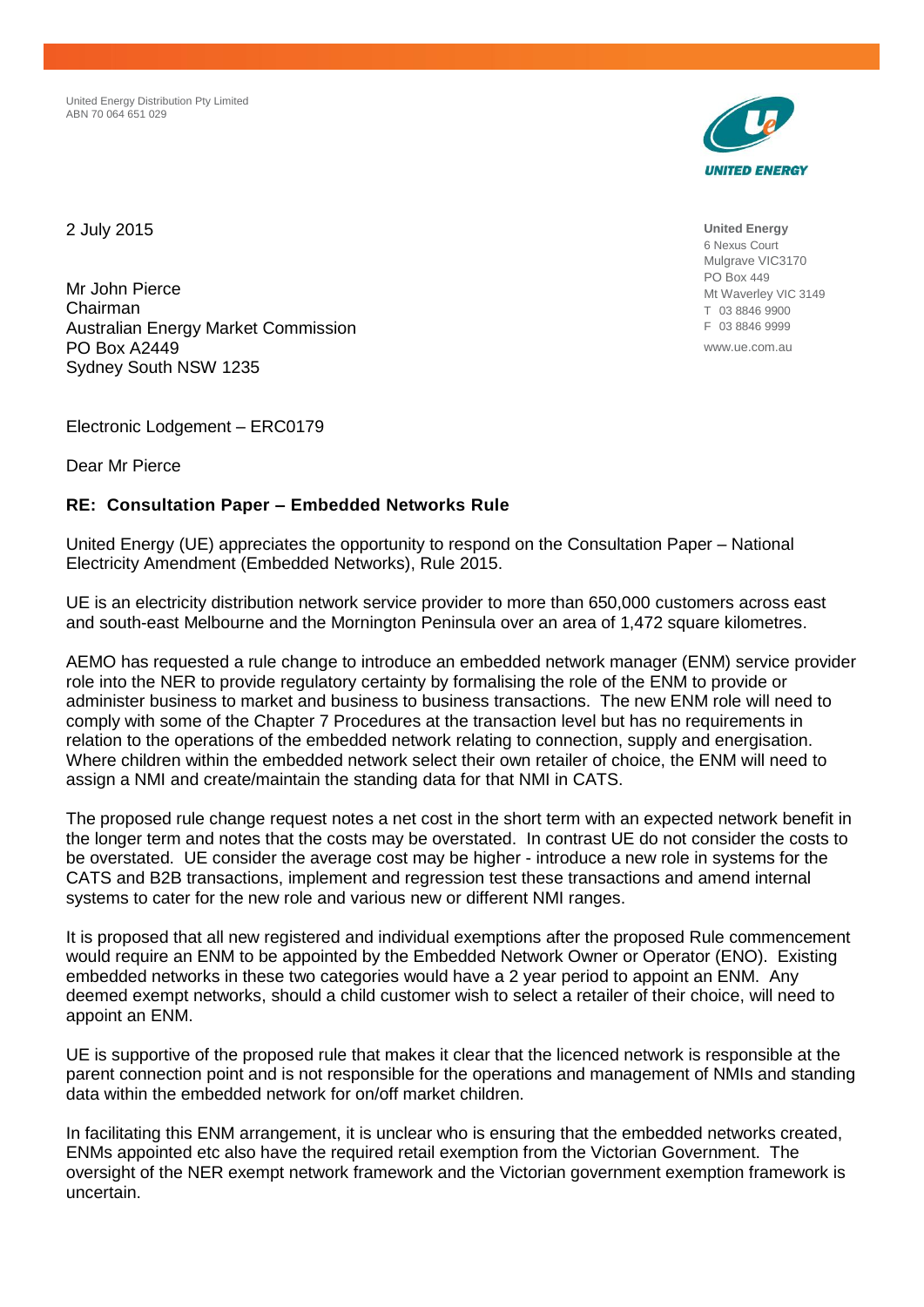United Energy Distribution Pty Limited
ABN 70 064 651 029

United Energy
6 Nexus Court
Mulgrave VIC3170
PO Box 449
Mt Waverley VIC 3149
T 03 8846 9900
F 03 8846 9999
www.ue.com.au

2 July 2015

Mr John Pierce
Chairman
Australian Energy Market Commission
PO Box A2449
Sydney South NSW 1235

Electronic Lodgement – ERC0179

Dear Mr Pierce

**RE: Consultation Paper – Embedded Networks Rule**

United Energy (UE) appreciates the opportunity to respond on the Consultation Paper – National Electricity Amendment (Embedded Networks), Rule 2015.

UE is an electricity distribution network service provider to more than 650,000 customers across east and south-east Melbourne and the Mornington Peninsula over an area of 1,472 square kilometres.

AEMO has requested a rule change to introduce an embedded network manager (ENM) service provider role into the NER to provide regulatory certainty by formalising the role of the ENM to provide or administer business to market and business to business transactions. The new ENM role will need to comply with some of the Chapter 7 Procedures at the transaction level but has no requirements in relation to the operations of the embedded network relating to connection, supply and energisation. Where children within the embedded network select their own retailer of choice, the ENM will need to assign a NMI and create/maintain the standing data for that NMI in CATS.

The proposed rule change request notes a net cost in the short term with an expected network benefit in the longer term and notes that the costs may be overstated. In contrast UE do not consider the costs to be overstated. UE consider the average cost may be higher - introduce a new role in systems for the CATS and B2B transactions, implement and regression test these transactions and amend internal systems to cater for the new role and various new or different NMI ranges.

It is proposed that all new registered and individual exemptions after the proposed Rule commencement would require an ENM to be appointed by the Embedded Network Owner or Operator (ENO). Existing embedded networks in these two categories would have a 2 year period to appoint an ENM. Any deemed exempt networks, should a child customer wish to select a retailer of their choice, will need to appoint an ENM.

UE is supportive of the proposed rule that makes it clear that the licenced network is responsible at the parent connection point and is not responsible for the operations and management of NMIs and standing data within the embedded network for on/off market children.

In facilitating this ENM arrangement, it is unclear who is ensuring that the embedded networks created, ENMs appointed etc also have the required retail exemption from the Victorian Government. The oversight of the NER exempt network framework and the Victorian government exemption framework is uncertain.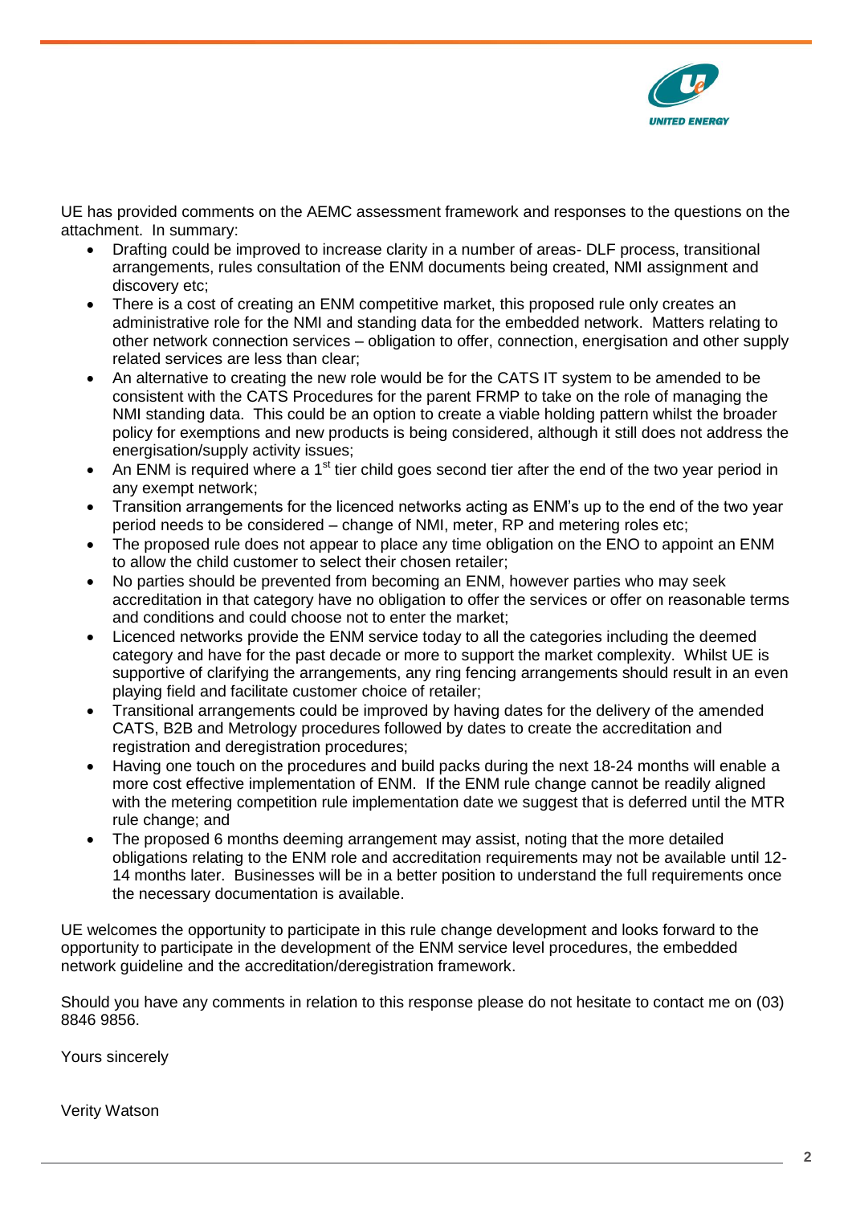UE has provided comments on the AEMC assessment framework and responses to the questions on the attachment. In summary:

- Drafting could be improved to increase clarity in a number of areas- DLF process, transitional arrangements, rules consultation of the ENM documents being created, NMI assignment and discovery etc;
- There is a cost of creating an ENM competitive market, this proposed rule only creates an administrative role for the NMI and standing data for the embedded network. Matters relating to other network connection services – obligation to offer, connection, energisation and other supply related services are less than clear;
- An alternative to creating the new role would be for the CATS IT system to be amended to be consistent with the CATS Procedures for the parent FRMP to take on the role of managing the NMI standing data. This could be an option to create a viable holding pattern whilst the broader policy for exemptions and new products is being considered, although it still does not address the energisation/supply activity issues;
- An ENM is required where a 1st tier child goes second tier after the end of the two year period in any exempt network;
- Transition arrangements for the licenced networks acting as ENM's up to the end of the two year period needs to be considered – change of NMI, meter, RP and metering roles etc;
- The proposed rule does not appear to place any time obligation on the ENO to appoint an ENM to allow the child customer to select their chosen retailer;
- No parties should be prevented from becoming an ENM, however parties who may seek accreditation in that category have no obligation to offer the services or offer on reasonable terms and conditions and could choose not to enter the market;
- Licenced networks provide the ENM service today to all the categories including the deemed category and have for the past decade or more to support the market complexity. Whilst UE is supportive of clarifying the arrangements, any ring fencing arrangements should result in an even playing field and facilitate customer choice of retailer;
- Transitional arrangements could be improved by having dates for the delivery of the amended CATS, B2B and Metrology procedures followed by dates to create the accreditation and registration and deregistration procedures;
- Having one touch on the procedures and build packs during the next 18-24 months will enable a more cost effective implementation of ENM. If the ENM rule change cannot be readily aligned with the metering competition rule implementation date we suggest that is deferred until the MTR rule change; and
- The proposed 6 months deeming arrangement may assist, noting that the more detailed obligations relating to the ENM role and accreditation requirements may not be available until 12-14 months later. Businesses will be in a better position to understand the full requirements once the necessary documentation is available.

UE welcomes the opportunity to participate in this rule change development and looks forward to the opportunity to participate in the development of the ENM service level procedures, the embedded network guideline and the accreditation/deregistration framework.

Should you have any comments in relation to this response please do not hesitate to contact me on (03) 8846 9856.

Yours sincerely

Verity Watson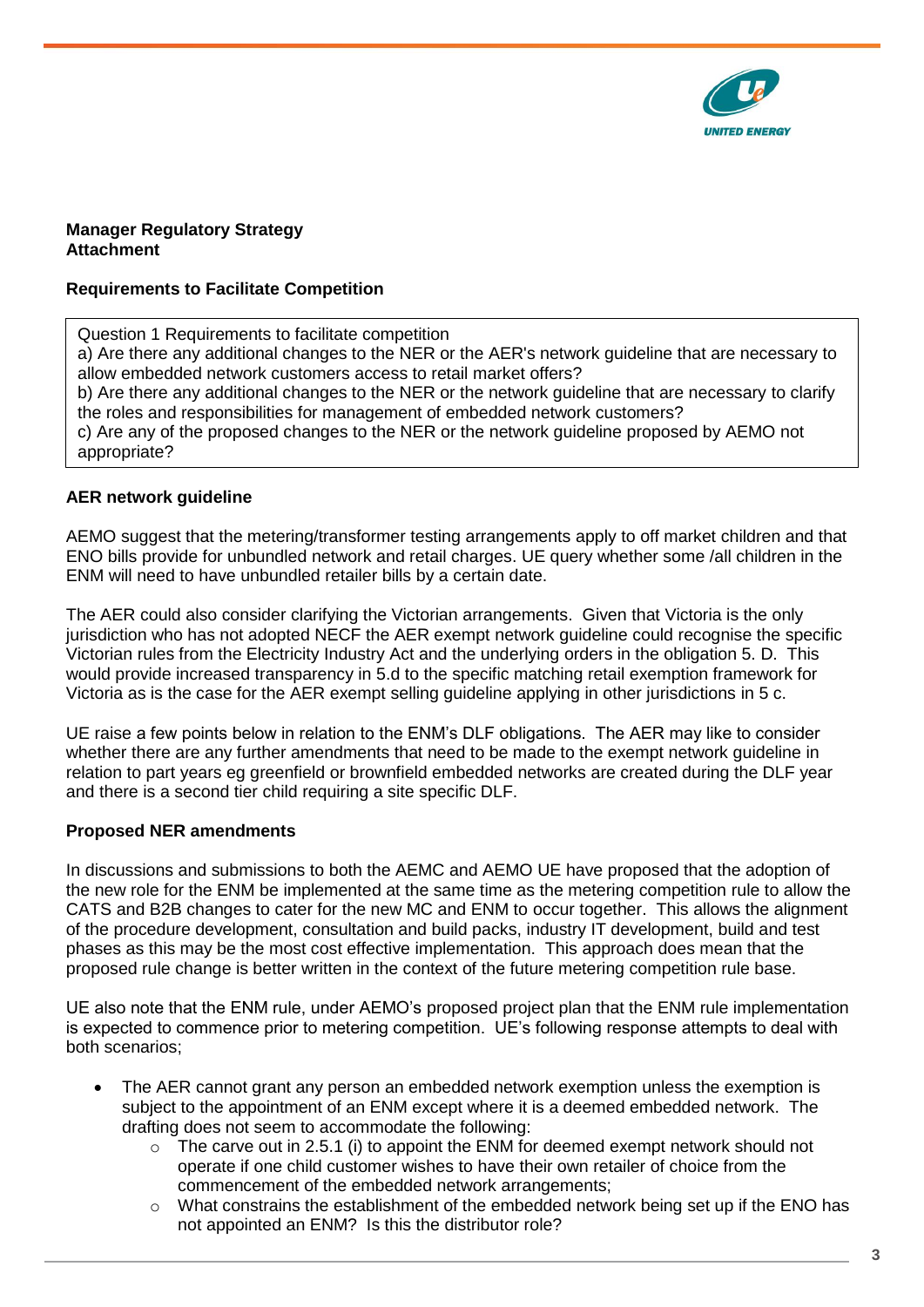**Manager Regulatory Strategy**
**Attachment**

**Requirements to Facilitate Competition**

| Question 1 Requirements to facilitate competition<br>a) Are there any additional changes to the NER or the AER's network guideline that are necessary to allow embedded network customers access to retail market offers?<br>b) Are there any additional changes to the NER or the network guideline that are necessary to clarify the roles and responsibilities for management of embedded network customers?<br>c) Are any of the proposed changes to the NER or the network guideline proposed by AEMO not appropriate? |
|---|

**AER network guideline**

AEMO suggest that the metering/transformer testing arrangements apply to off market children and that ENO bills provide for unbundled network and retail charges. UE query whether some /all children in the ENM will need to have unbundled retailer bills by a certain date.

The AER could also consider clarifying the Victorian arrangements. Given that Victoria is the only jurisdiction who has not adopted NECF the AER exempt network guideline could recognise the specific Victorian rules from the Electricity Industry Act and the underlying orders in the obligation 5. D. This would provide increased transparency in 5.d to the specific matching retail exemption framework for Victoria as is the case for the AER exempt selling guideline applying in other jurisdictions in 5 c.

UE raise a few points below in relation to the ENM's DLF obligations. The AER may like to consider whether there are any further amendments that need to be made to the exempt network guideline in relation to part years eg greenfield or brownfield embedded networks are created during the DLF year and there is a second tier child requiring a site specific DLF.

**Proposed NER amendments**

In discussions and submissions to both the AEMC and AEMO UE have proposed that the adoption of the new role for the ENM be implemented at the same time as the metering competition rule to allow the CATS and B2B changes to cater for the new MC and ENM to occur together. This allows the alignment of the procedure development, consultation and build packs, industry IT development, build and test phases as this may be the most cost effective implementation. This approach does mean that the proposed rule change is better written in the context of the future metering competition rule base.

UE also note that the ENM rule, under AEMO's proposed project plan that the ENM rule implementation is expected to commence prior to metering competition. UE's following response attempts to deal with both scenarios;

- The AER cannot grant any person an embedded network exemption unless the exemption is subject to the appointment of an ENM except where it is a deemed embedded network. The drafting does not seem to accommodate the following:
  - The carve out in 2.5.1 (i) to appoint the ENM for deemed exempt network should not operate if one child customer wishes to have their own retailer of choice from the commencement of the embedded network arrangements;
  - What constrains the establishment of the embedded network being set up if the ENO has not appointed an ENM? Is this the distributor role?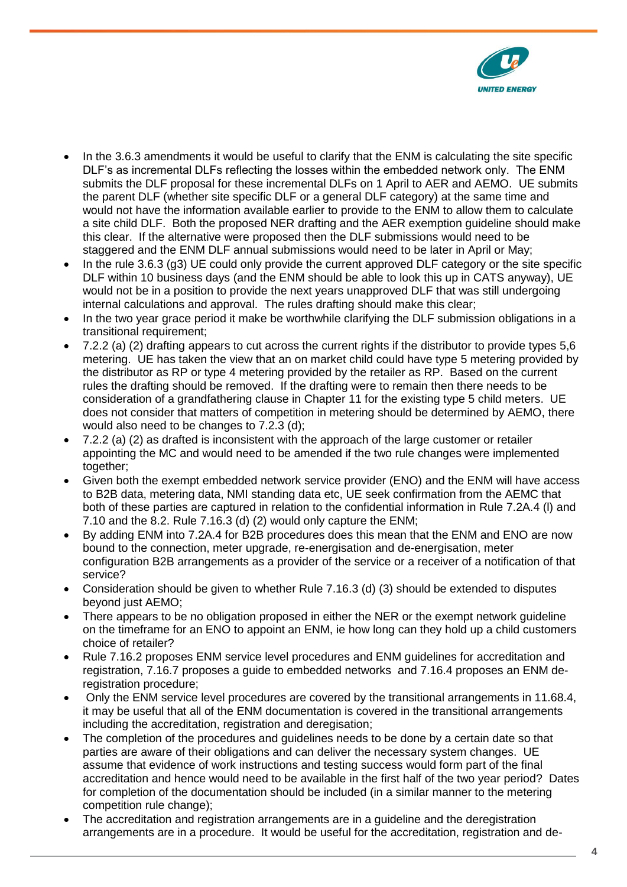- In the 3.6.3 amendments it would be useful to clarify that the ENM is calculating the site specific DLF's as incremental DLFs reflecting the losses within the embedded network only. The ENM submits the DLF proposal for these incremental DLFs on 1 April to AER and AEMO. UE submits the parent DLF (whether site specific DLF or a general DLF category) at the same time and would not have the information available earlier to provide to the ENM to allow them to calculate a site child DLF. Both the proposed NER drafting and the AER exemption guideline should make this clear. If the alternative were proposed then the DLF submissions would need to be staggered and the ENM DLF annual submissions would need to be later in April or May;
- In the rule 3.6.3 (g3) UE could only provide the current approved DLF category or the site specific DLF within 10 business days (and the ENM should be able to look this up in CATS anyway), UE would not be in a position to provide the next years unapproved DLF that was still undergoing internal calculations and approval. The rules drafting should make this clear;
- In the two year grace period it make be worthwhile clarifying the DLF submission obligations in a transitional requirement;
- 7.2.2 (a) (2) drafting appears to cut across the current rights if the distributor to provide types 5,6 metering. UE has taken the view that an on market child could have type 5 metering provided by the distributor as RP or type 4 metering provided by the retailer as RP. Based on the current rules the drafting should be removed. If the drafting were to remain then there needs to be consideration of a grandfathering clause in Chapter 11 for the existing type 5 child meters. UE does not consider that matters of competition in metering should be determined by AEMO, there would also need to be changes to 7.2.3 (d);
- 7.2.2 (a) (2) as drafted is inconsistent with the approach of the large customer or retailer appointing the MC and would need to be amended if the two rule changes were implemented together;
- Given both the exempt embedded network service provider (ENO) and the ENM will have access to B2B data, metering data, NMI standing data etc, UE seek confirmation from the AEMC that both of these parties are captured in relation to the confidential information in Rule 7.2A.4 (l) and 7.10 and the 8.2. Rule 7.16.3 (d) (2) would only capture the ENM;
- By adding ENM into 7.2A.4 for B2B procedures does this mean that the ENM and ENO are now bound to the connection, meter upgrade, re-energisation and de-energisation, meter configuration B2B arrangements as a provider of the service or a receiver of a notification of that service?
- Consideration should be given to whether Rule 7.16.3 (d) (3) should be extended to disputes beyond just AEMO;
- There appears to be no obligation proposed in either the NER or the exempt network guideline on the timeframe for an ENO to appoint an ENM, ie how long can they hold up a child customers choice of retailer?
- Rule 7.16.2 proposes ENM service level procedures and ENM guidelines for accreditation and registration, 7.16.7 proposes a guide to embedded networks and 7.16.4 proposes an ENM de-registration procedure;
- Only the ENM service level procedures are covered by the transitional arrangements in 11.68.4, it may be useful that all of the ENM documentation is covered in the transitional arrangements including the accreditation, registration and deregisation;
- The completion of the procedures and guidelines needs to be done by a certain date so that parties are aware of their obligations and can deliver the necessary system changes. UE assume that evidence of work instructions and testing success would form part of the final accreditation and hence would need to be available in the first half of the two year period? Dates for completion of the documentation should be included (in a similar manner to the metering competition rule change);
- The accreditation and registration arrangements are in a guideline and the deregistration arrangements are in a procedure. It would be useful for the accreditation, registration and de-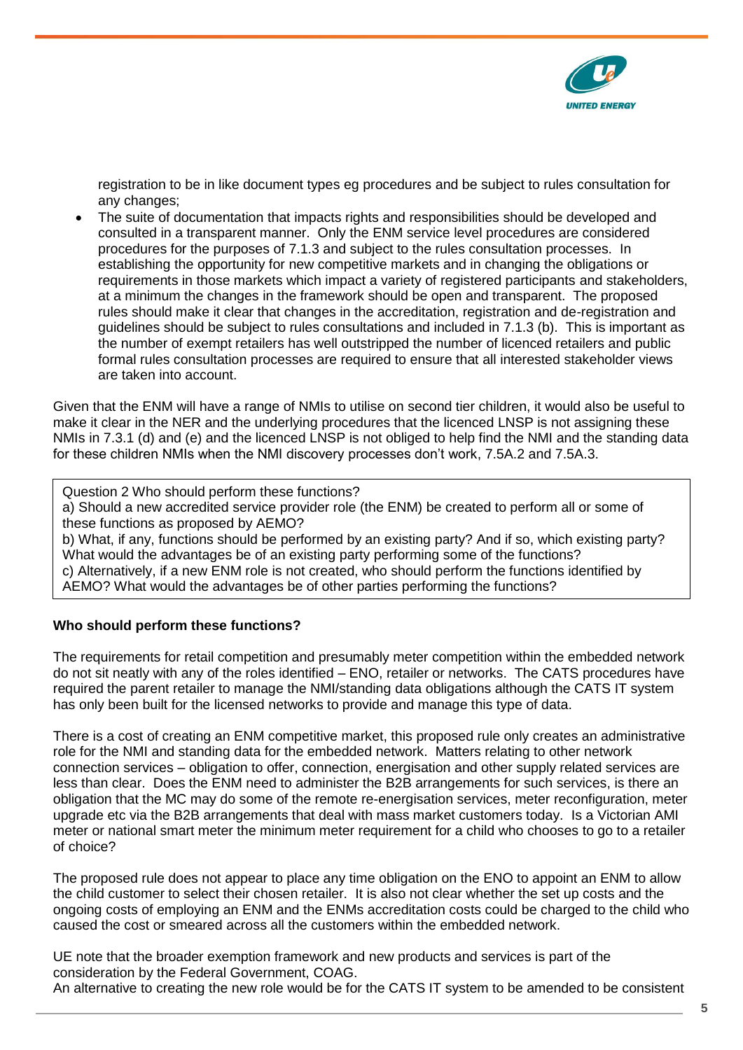registration to be in like document types eg procedures and be subject to rules consultation for any changes;

- The suite of documentation that impacts rights and responsibilities should be developed and consulted in a transparent manner. Only the ENM service level procedures are considered procedures for the purposes of 7.1.3 and subject to the rules consultation processes. In establishing the opportunity for new competitive markets and in changing the obligations or requirements in those markets which impact a variety of registered participants and stakeholders, at a minimum the changes in the framework should be open and transparent. The proposed rules should make it clear that changes in the accreditation, registration and de-registration and guidelines should be subject to rules consultations and included in 7.1.3 (b). This is important as the number of exempt retailers has well outstripped the number of licenced retailers and public formal rules consultation processes are required to ensure that all interested stakeholder views are taken into account.

Given that the ENM will have a range of NMIs to utilise on second tier children, it would also be useful to make it clear in the NER and the underlying procedures that the licenced LNSP is not assigning these NMIs in 7.3.1 (d) and (e) and the licenced LNSP is not obliged to help find the NMI and the standing data for these children NMIs when the NMI discovery processes don't work, 7.5A.2 and 7.5A.3.

> Question 2 Who should perform these functions?
> a) Should a new accredited service provider role (the ENM) be created to perform all or some of these functions as proposed by AEMO?
> b) What, if any, functions should be performed by an existing party? And if so, which existing party? What would the advantages be of an existing party performing some of the functions?
> c) Alternatively, if a new ENM role is not created, who should perform the functions identified by AEMO? What would the advantages be of other parties performing the functions?

**Who should perform these functions?**

The requirements for retail competition and presumably meter competition within the embedded network do not sit neatly with any of the roles identified – ENO, retailer or networks. The CATS procedures have required the parent retailer to manage the NMI/standing data obligations although the CATS IT system has only been built for the licensed networks to provide and manage this type of data.

There is a cost of creating an ENM competitive market, this proposed rule only creates an administrative role for the NMI and standing data for the embedded network. Matters relating to other network connection services – obligation to offer, connection, energisation and other supply related services are less than clear. Does the ENM need to administer the B2B arrangements for such services, is there an obligation that the MC may do some of the remote re-energisation services, meter reconfiguration, meter upgrade etc via the B2B arrangements that deal with mass market customers today. Is a Victorian AMI meter or national smart meter the minimum meter requirement for a child who chooses to go to a retailer of choice?

The proposed rule does not appear to place any time obligation on the ENO to appoint an ENM to allow the child customer to select their chosen retailer. It is also not clear whether the set up costs and the ongoing costs of employing an ENM and the ENMs accreditation costs could be charged to the child who caused the cost or smeared across all the customers within the embedded network.

UE note that the broader exemption framework and new products and services is part of the consideration by the Federal Government, COAG.
An alternative to creating the new role would be for the CATS IT system to be amended to be consistent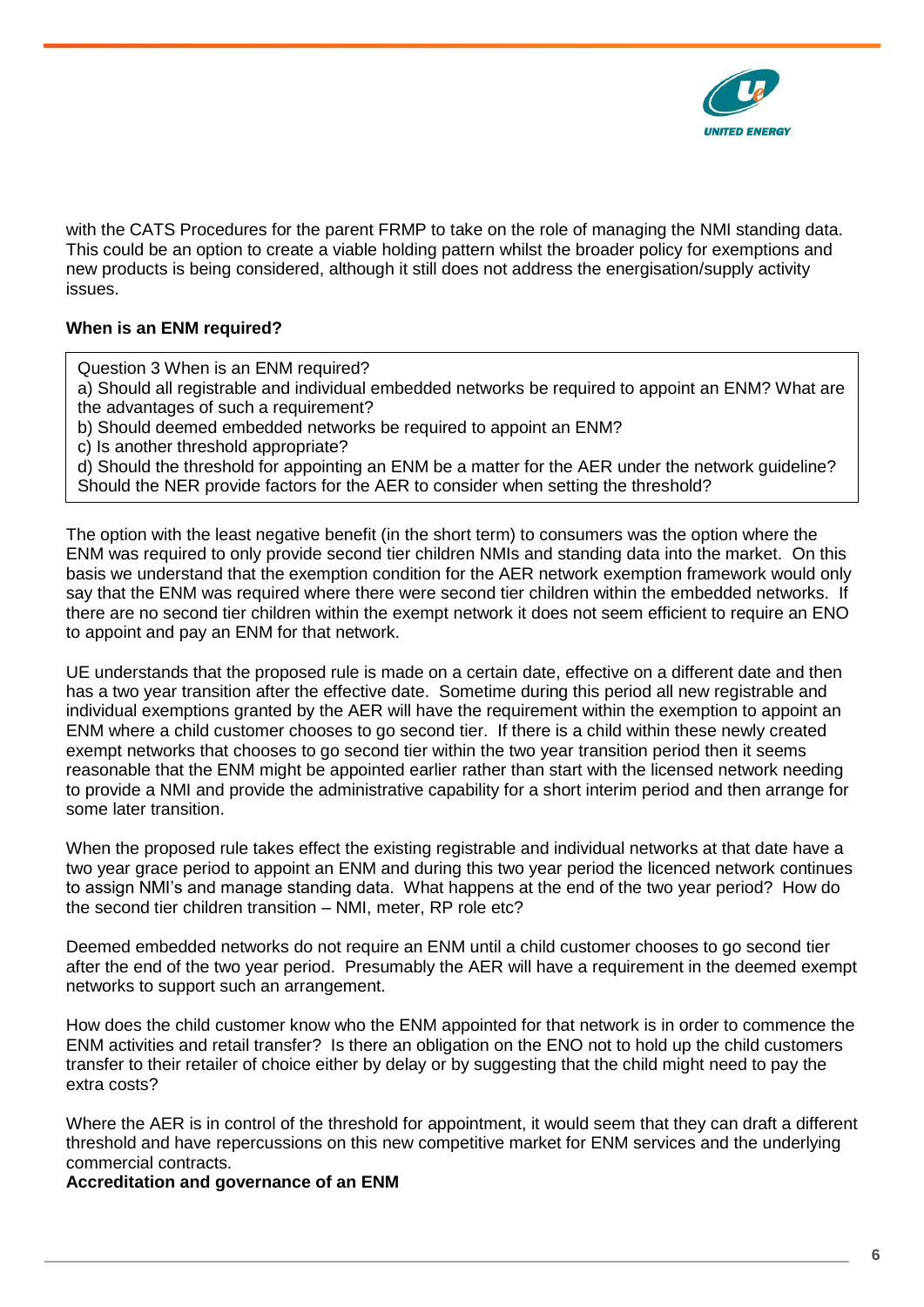with the CATS Procedures for the parent FRMP to take on the role of managing the NMI standing data. This could be an option to create a viable holding pattern whilst the broader policy for exemptions and new products is being considered, although it still does not address the energisation/supply activity issues.

**When is an ENM required?**

> Question 3 When is an ENM required?
> a) Should all registrable and individual embedded networks be required to appoint an ENM? What are the advantages of such a requirement?
> b) Should deemed embedded networks be required to appoint an ENM?
> c) Is another threshold appropriate?
> d) Should the threshold for appointing an ENM be a matter for the AER under the network guideline? Should the NER provide factors for the AER to consider when setting the threshold?

The option with the least negative benefit (in the short term) to consumers was the option where the ENM was required to only provide second tier children NMIs and standing data into the market. On this basis we understand that the exemption condition for the AER network exemption framework would only say that the ENM was required where there were second tier children within the embedded networks. If there are no second tier children within the exempt network it does not seem efficient to require an ENO to appoint and pay an ENM for that network.

UE understands that the proposed rule is made on a certain date, effective on a different date and then has a two year transition after the effective date. Sometime during this period all new registrable and individual exemptions granted by the AER will have the requirement within the exemption to appoint an ENM where a child customer chooses to go second tier. If there is a child within these newly created exempt networks that chooses to go second tier within the two year transition period then it seems reasonable that the ENM might be appointed earlier rather than start with the licensed network needing to provide a NMI and provide the administrative capability for a short interim period and then arrange for some later transition.

When the proposed rule takes effect the existing registrable and individual networks at that date have a two year grace period to appoint an ENM and during this two year period the licenced network continues to assign NMI's and manage standing data. What happens at the end of the two year period? How do the second tier children transition – NMI, meter, RP role etc?

Deemed embedded networks do not require an ENM until a child customer chooses to go second tier after the end of the two year period. Presumably the AER will have a requirement in the deemed exempt networks to support such an arrangement.

How does the child customer know who the ENM appointed for that network is in order to commence the ENM activities and retail transfer? Is there an obligation on the ENO not to hold up the child customers transfer to their retailer of choice either by delay or by suggesting that the child might need to pay the extra costs?

Where the AER is in control of the threshold for appointment, it would seem that they can draft a different threshold and have repercussions on this new competitive market for ENM services and the underlying commercial contracts.

**Accreditation and governance of an ENM**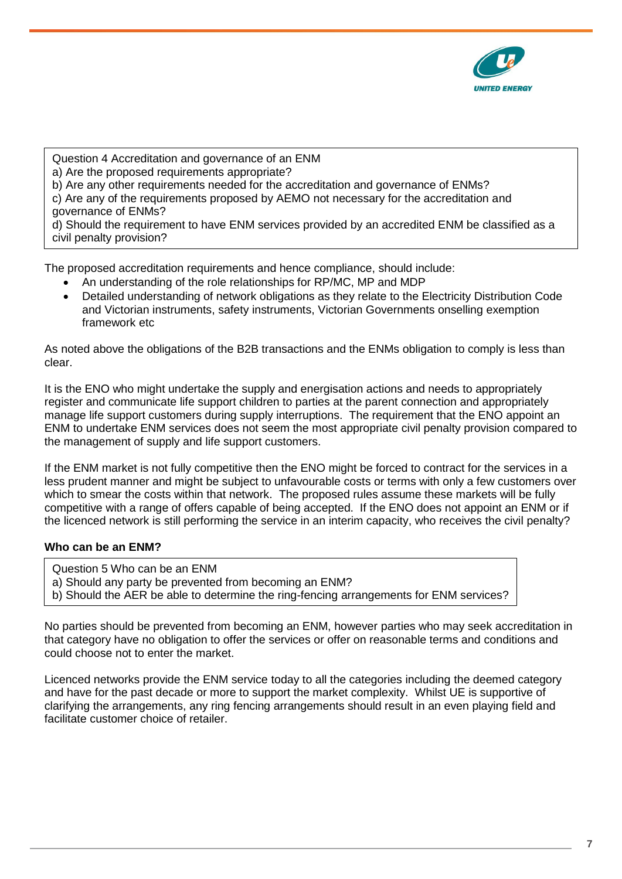> Question 4 Accreditation and governance of an ENM
> a) Are the proposed requirements appropriate?
> b) Are any other requirements needed for the accreditation and governance of ENMs?
> c) Are any of the requirements proposed by AEMO not necessary for the accreditation and governance of ENMs?
> d) Should the requirement to have ENM services provided by an accredited ENM be classified as a civil penalty provision?

The proposed accreditation requirements and hence compliance, should include:

- An understanding of the role relationships for RP/MC, MP and MDP
- Detailed understanding of network obligations as they relate to the Electricity Distribution Code and Victorian instruments, safety instruments, Victorian Governments onselling exemption framework etc

As noted above the obligations of the B2B transactions and the ENMs obligation to comply is less than clear.

It is the ENO who might undertake the supply and energisation actions and needs to appropriately register and communicate life support children to parties at the parent connection and appropriately manage life support customers during supply interruptions. The requirement that the ENO appoint an ENM to undertake ENM services does not seem the most appropriate civil penalty provision compared to the management of supply and life support customers.

If the ENM market is not fully competitive then the ENO might be forced to contract for the services in a less prudent manner and might be subject to unfavourable costs or terms with only a few customers over which to smear the costs within that network. The proposed rules assume these markets will be fully competitive with a range of offers capable of being accepted. If the ENO does not appoint an ENM or if the licenced network is still performing the service in an interim capacity, who receives the civil penalty?

**Who can be an ENM?**

> Question 5 Who can be an ENM
> a) Should any party be prevented from becoming an ENM?
> b) Should the AER be able to determine the ring-fencing arrangements for ENM services?

No parties should be prevented from becoming an ENM, however parties who may seek accreditation in that category have no obligation to offer the services or offer on reasonable terms and conditions and could choose not to enter the market.

Licenced networks provide the ENM service today to all the categories including the deemed category and have for the past decade or more to support the market complexity. Whilst UE is supportive of clarifying the arrangements, any ring fencing arrangements should result in an even playing field and facilitate customer choice of retailer.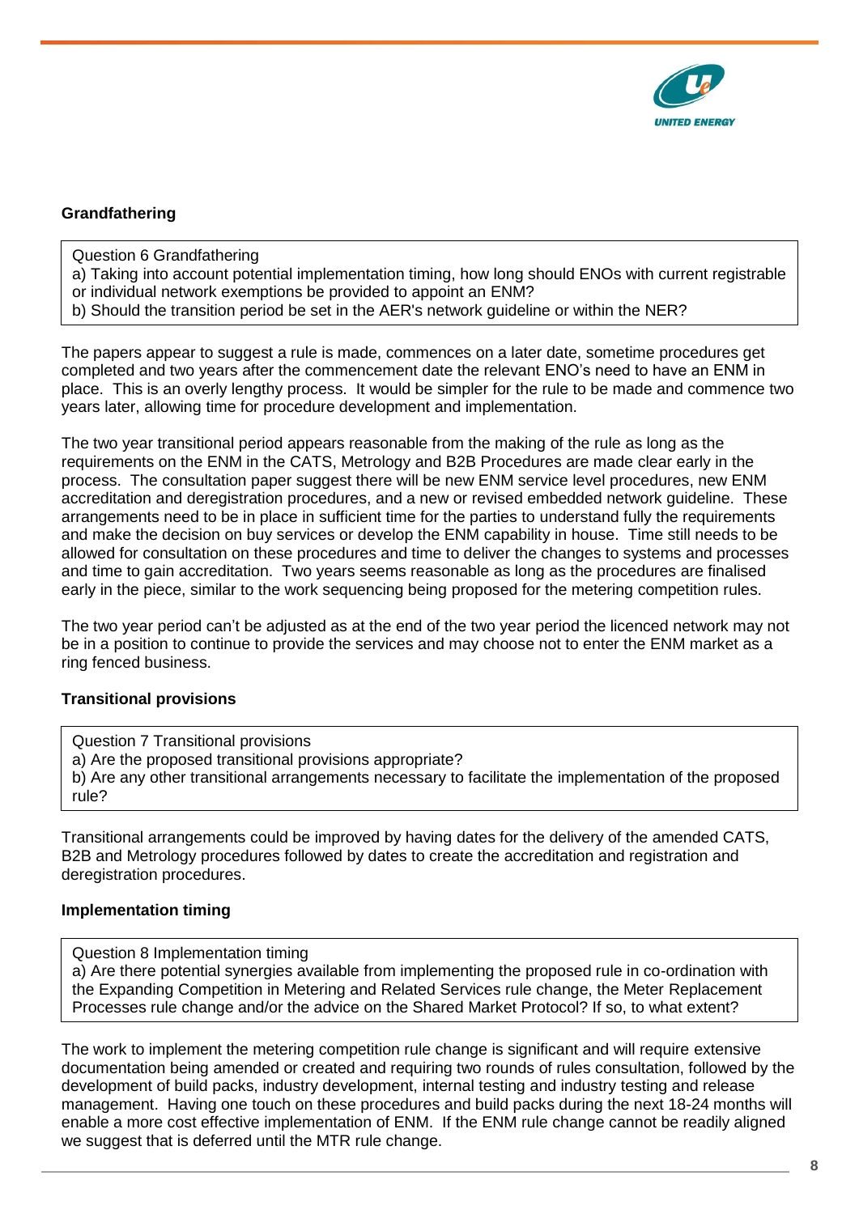## Grandfathering

> Question 6 Grandfathering
> a) Taking into account potential implementation timing, how long should ENOs with current registrable or individual network exemptions be provided to appoint an ENM?
> b) Should the transition period be set in the AER's network guideline or within the NER?

The papers appear to suggest a rule is made, commences on a later date, sometime procedures get completed and two years after the commencement date the relevant ENO's need to have an ENM in place. This is an overly lengthy process. It would be simpler for the rule to be made and commence two years later, allowing time for procedure development and implementation.

The two year transitional period appears reasonable from the making of the rule as long as the requirements on the ENM in the CATS, Metrology and B2B Procedures are made clear early in the process. The consultation paper suggest there will be new ENM service level procedures, new ENM accreditation and deregistration procedures, and a new or revised embedded network guideline. These arrangements need to be in place in sufficient time for the parties to understand fully the requirements and make the decision on buy services or develop the ENM capability in house. Time still needs to be allowed for consultation on these procedures and time to deliver the changes to systems and processes and time to gain accreditation. Two years seems reasonable as long as the procedures are finalised early in the piece, similar to the work sequencing being proposed for the metering competition rules.

The two year period can't be adjusted as at the end of the two year period the licenced network may not be in a position to continue to provide the services and may choose not to enter the ENM market as a ring fenced business.

## Transitional provisions

> Question 7 Transitional provisions
> a) Are the proposed transitional provisions appropriate?
> b) Are any other transitional arrangements necessary to facilitate the implementation of the proposed rule?

Transitional arrangements could be improved by having dates for the delivery of the amended CATS, B2B and Metrology procedures followed by dates to create the accreditation and registration and deregistration procedures.

## Implementation timing

> Question 8 Implementation timing
> a) Are there potential synergies available from implementing the proposed rule in co-ordination with the Expanding Competition in Metering and Related Services rule change, the Meter Replacement Processes rule change and/or the advice on the Shared Market Protocol? If so, to what extent?

The work to implement the metering competition rule change is significant and will require extensive documentation being amended or created and requiring two rounds of rules consultation, followed by the development of build packs, industry development, internal testing and industry testing and release management. Having one touch on these procedures and build packs during the next 18-24 months will enable a more cost effective implementation of ENM. If the ENM rule change cannot be readily aligned we suggest that is deferred until the MTR rule change.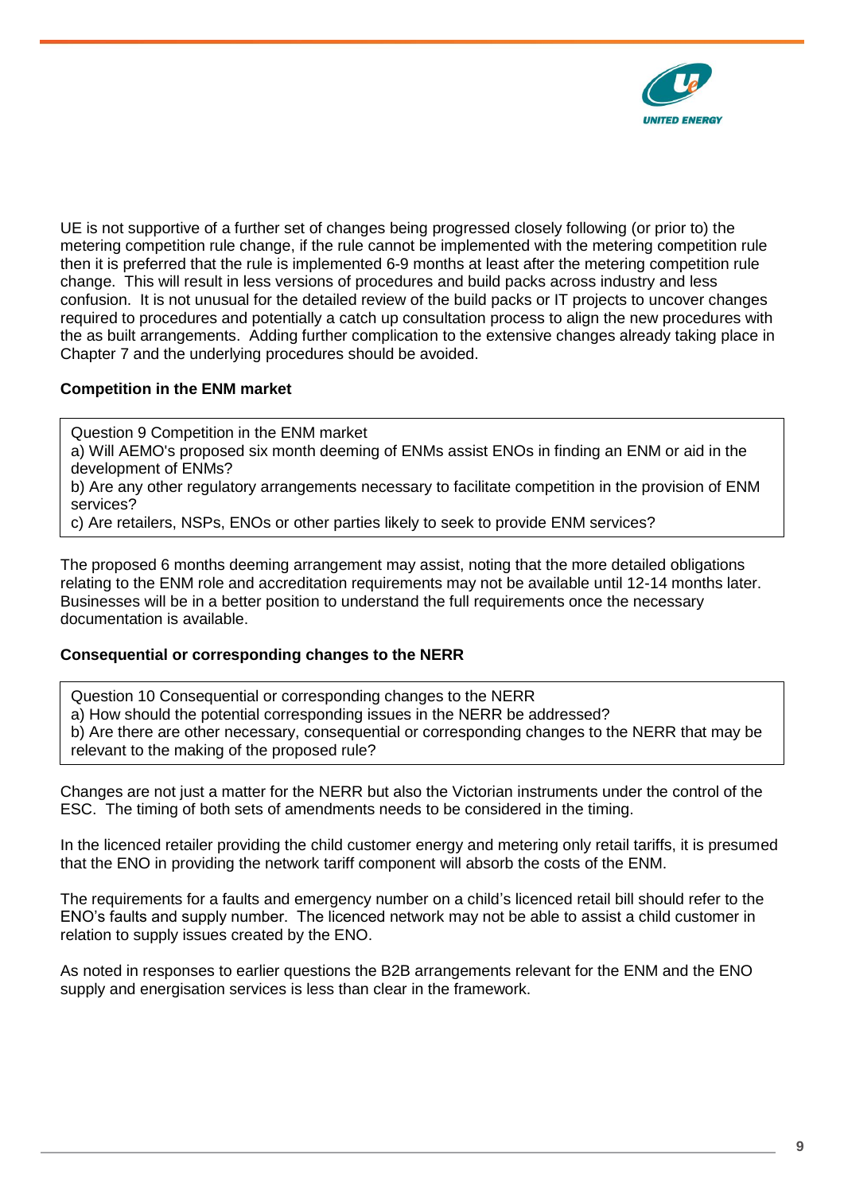UE is not supportive of a further set of changes being progressed closely following (or prior to) the metering competition rule change, if the rule cannot be implemented with the metering competition rule then it is preferred that the rule is implemented 6-9 months at least after the metering competition rule change. This will result in less versions of procedures and build packs across industry and less confusion. It is not unusual for the detailed review of the build packs or IT projects to uncover changes required to procedures and potentially a catch up consultation process to align the new procedures with the as built arrangements. Adding further complication to the extensive changes already taking place in Chapter 7 and the underlying procedures should be avoided.

**Competition in the ENM market**

| |
|---|
| Question 9 Competition in the ENM market<br>a) Will AEMO's proposed six month deeming of ENMs assist ENOs in finding an ENM or aid in the development of ENMs?<br>b) Are any other regulatory arrangements necessary to facilitate competition in the provision of ENM services?<br>c) Are retailers, NSPs, ENOs or other parties likely to seek to provide ENM services? |

The proposed 6 months deeming arrangement may assist, noting that the more detailed obligations relating to the ENM role and accreditation requirements may not be available until 12-14 months later. Businesses will be in a better position to understand the full requirements once the necessary documentation is available.

**Consequential or corresponding changes to the NERR**

| |
|---|
| Question 10 Consequential or corresponding changes to the NERR<br>a) How should the potential corresponding issues in the NERR be addressed?<br>b) Are there are other necessary, consequential or corresponding changes to the NERR that may be relevant to the making of the proposed rule? |

Changes are not just a matter for the NERR but also the Victorian instruments under the control of the ESC. The timing of both sets of amendments needs to be considered in the timing.

In the licenced retailer providing the child customer energy and metering only retail tariffs, it is presumed that the ENO in providing the network tariff component will absorb the costs of the ENM.

The requirements for a faults and emergency number on a child's licenced retail bill should refer to the ENO's faults and supply number. The licenced network may not be able to assist a child customer in relation to supply issues created by the ENO.

As noted in responses to earlier questions the B2B arrangements relevant for the ENM and the ENO supply and energisation services is less than clear in the framework.